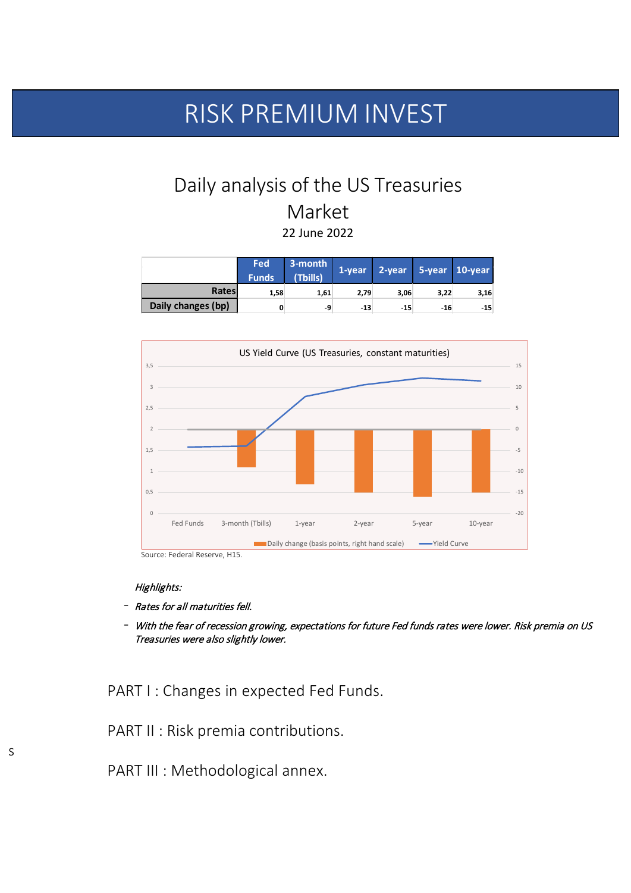# RISK PREMIUM INVEST

## Daily analysis of the US Treasuries Market

22 June 2022

| | Fed Funds | 3-month (Tbills) | 1-year | 2-year | 5-year | 10-year |
|---|---|---|---|---|---|---|
| Rates | 1,58 | 1,61 | 2,79 | 3,06 | 3,22 | 3,16 |
| Daily changes (bp) | 0 | -9 | -13 | -15 | -16 | -15 |

US Yield Curve (US Treasuries, constant maturities)

Daily change (basis points, right hand scale) — Yield Curve

Source: Federal Reserve, H15.

*Highlights:*

- *Rates for all maturities fell.*
- *With the fear of recession growing, expectations for future Fed funds rates were lower. Risk premia on US Treasuries were also slightly lower.*

PART I : Changes in expected Fed Funds.

PART II : Risk premia contributions.

PART III : Methodological annex.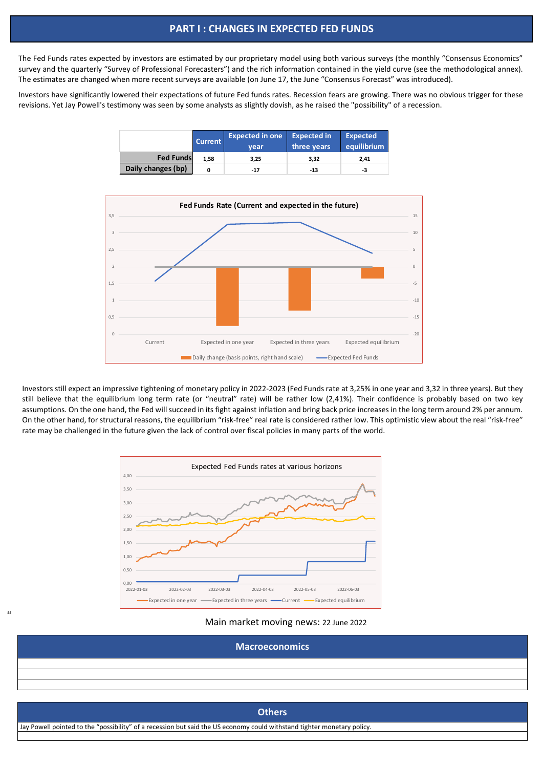# PART I : CHANGES IN EXPECTED FED FUNDS

The Fed Funds rates expected by investors are estimated by our proprietary model using both various surveys (the monthly "Consensus Economics" survey and the quarterly "Survey of Professional Forecasters") and the rich information contained in the yield curve (see the methodological annex). The estimates are changed when more recent surveys are available (on June 17, the June "Consensus Forecast" was introduced).

Investors have significantly lowered their expectations of future Fed funds rates. Recession fears are growing. There was no obvious trigger for these revisions. Yet Jay Powell's testimony was seen by some analysts as slightly dovish, as he raised the "possibility" of a recession.

| | Current | Expected in one year | Expected in three years | Expected equilibrium |
|---|---|---|---|---|
| **Fed Funds** | 1,58 | 3,25 | 3,32 | 2,41 |
| **Daily changes (bp)** | 0 | -17 | -13 | -3 |

Investors still expect an impressive tightening of monetary policy in 2022-2023 (Fed Funds rate at 3,25% in one year and 3,32 in three years). But they still believe that the equilibrium long term rate (or "neutral" rate) will be rather low (2,41%). Their confidence is probably based on two key assumptions. On the one hand, the Fed will succeed in its fight against inflation and bring back price increases in the long term around 2% per annum. On the other hand, for structural reasons, the equilibrium "risk-free" real rate is considered rather low. This optimistic view about the real "risk-free" rate may be challenged in the future given the lack of control over fiscal policies in many parts of the world.

ss

Main market moving news: 22 June 2022

| Macroeconomics |
|---|
| |
| |
| |

| Others |
|---|
| Jay Powell pointed to the "possibility" of a recession but said the US economy could withstand tighter monetary policy. |
| |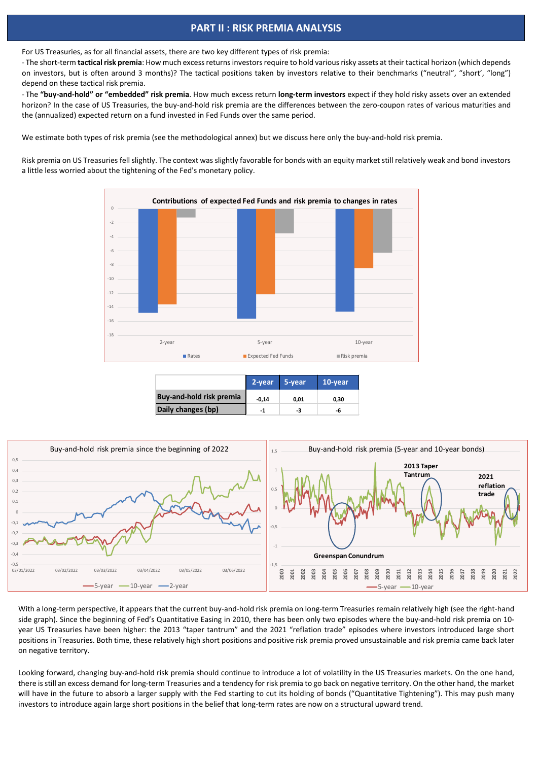## PART II : RISK PREMIA ANALYSIS

For US Treasuries, as for all financial assets, there are two key different types of risk premia:

- The short-term **tactical risk premia**: How much excess returns investors require to hold various risky assets at their tactical horizon (which depends on investors, but is often around 3 months)? The tactical positions taken by investors relative to their benchmarks ("neutral", "short', "long") depend on these tactical risk premia.
- The **"buy-and-hold" or "embedded" risk premia**. How much excess return **long-term investors** expect if they hold risky assets over an extended horizon? In the case of US Treasuries, the buy-and-hold risk premia are the differences between the zero-coupon rates of various maturities and the (annualized) expected return on a fund invested in Fed Funds over the same period.

We estimate both types of risk premia (see the methodological annex) but we discuss here only the buy-and-hold risk premia.

Risk premia on US Treasuries fell slightly. The context was slightly favorable for bonds with an equity market still relatively weak and bond investors a little less worried about the tightening of the Fed's monetary policy.

|  | 2-year | 5-year | 10-year |
|---|---|---|---|
| Buy-and-hold risk premia | -0,14 | 0,01 | 0,30 |
| Daily changes (bp) | -1 | -3 | -6 |

With a long-term perspective, it appears that the current buy-and-hold risk premia on long-term Treasuries remain relatively high (see the right-hand side graph). Since the beginning of Fed's Quantitative Easing in 2010, there has been only two episodes where the buy-and-hold risk premia on 10-year US Treasuries have been higher: the 2013 "taper tantrum" and the 2021 "reflation trade" episodes where investors introduced large short positions in Treasuries. Both time, these relatively high short positions and positive risk premia proved unsustainable and risk premia came back later on negative territory.

Looking forward, changing buy-and-hold risk premia should continue to introduce a lot of volatility in the US Treasuries markets. On the one hand, there is still an excess demand for long-term Treasuries and a tendency for risk premia to go back on negative territory. On the other hand, the market will have in the future to absorb a larger supply with the Fed starting to cut its holding of bonds ("Quantitative Tightening"). This may push many investors to introduce again large short positions in the belief that long-term rates are now on a structural upward trend.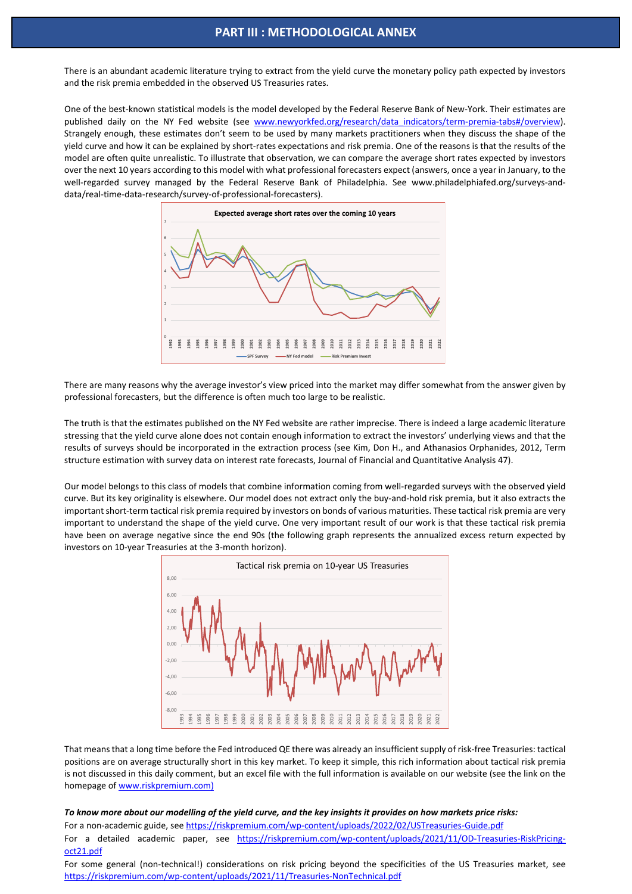# PART III : METHODOLOGICAL ANNEX

There is an abundant academic literature trying to extract from the yield curve the monetary policy path expected by investors and the risk premia embedded in the observed US Treasuries rates.

One of the best-known statistical models is the model developed by the Federal Reserve Bank of New-York. Their estimates are published daily on the NY Fed website (see [www.newyorkfed.org/research/data_indicators/term-premia-tabs#/overview](www.newyorkfed.org/research/data_indicators/term-premia-tabs#/overview)). Strangely enough, these estimates don't seem to be used by many markets practitioners when they discuss the shape of the yield curve and how it can be explained by short-rates expectations and risk premia. One of the reasons is that the results of the model are often quite unrealistic. To illustrate that observation, we can compare the average short rates expected by investors over the next 10 years according to this model with what professional forecasters expect (answers, once a year in January, to the well-regarded survey managed by the Federal Reserve Bank of Philadelphia. See www.philadelphiafed.org/surveys-and-data/real-time-data-research/survey-of-professional-forecasters).

Expected average short rates over the coming 10 years

0
1
2
3
4
5
6
7

1992 1993 1994 1995 1996 1997 1998 1999 2000 2001 2002 2003 2004 2005 2006 2007 2008 2009 2010 2011 2012 2013 2014 2015 2016 2017 2018 2019 2020 2021 2022

SPF Survey — NY Fed model — Risk Premium Invest

There are many reasons why the average investor's view priced into the market may differ somewhat from the answer given by professional forecasters, but the difference is often much too large to be realistic.

The truth is that the estimates published on the NY Fed website are rather imprecise. There is indeed a large academic literature stressing that the yield curve alone does not contain enough information to extract the investors' underlying views and that the results of surveys should be incorporated in the extraction process (see Kim, Don H., and Athanasios Orphanides, 2012, Term structure estimation with survey data on interest rate forecasts, Journal of Financial and Quantitative Analysis 47).

Our model belongs to this class of models that combine information coming from well-regarded surveys with the observed yield curve. But its key originality is elsewhere. Our model does not extract only the buy-and-hold risk premia, but it also extracts the important short-term tactical risk premia required by investors on bonds of various maturities. These tactical risk premia are very important to understand the shape of the yield curve. One very important result of our work is that these tactical risk premia have been on average negative since the end 90s (the following graph represents the annualized excess return expected by investors on 10-year Treasuries at the 3-month horizon).

Tactical risk premia on 10-year US Treasuries

8,00
6,00
4,00
2,00
0,00
-2,00
-4,00
-6,00
-8,00

1993 1994 1995 1996 1997 1998 1999 2000 2001 2002 2003 2004 2005 2006 2007 2008 2009 2010 2011 2012 2013 2014 2015 2016 2017 2018 2019 2020 2021 2022

That means that a long time before the Fed introduced QE there was already an insufficient supply of risk-free Treasuries: tactical positions are on average structurally short in this key market. To keep it simple, this rich information about tactical risk premia is not discussed in this daily comment, but an excel file with the full information is available on our website (see the link on the homepage of [www.riskpremium.com)](www.riskpremium.com)

***To know more about our modelling of the yield curve, and the key insights it provides on how markets price risks:***

For a non-academic guide, see [https://riskpremium.com/wp-content/uploads/2022/02/USTreasuries-Guide.pdf](https://riskpremium.com/wp-content/uploads/2022/02/USTreasuries-Guide.pdf)

For a detailed academic paper, see [https://riskpremium.com/wp-content/uploads/2021/11/OD-Treasuries-RiskPricing-oct21.pdf](https://riskpremium.com/wp-content/uploads/2021/11/OD-Treasuries-RiskPricing-oct21.pdf)

For some general (non-technical!) considerations on risk pricing beyond the specificities of the US Treasuries market, see [https://riskpremium.com/wp-content/uploads/2021/11/Treasuries-NonTechnical.pdf](https://riskpremium.com/wp-content/uploads/2021/11/Treasuries-NonTechnical.pdf)